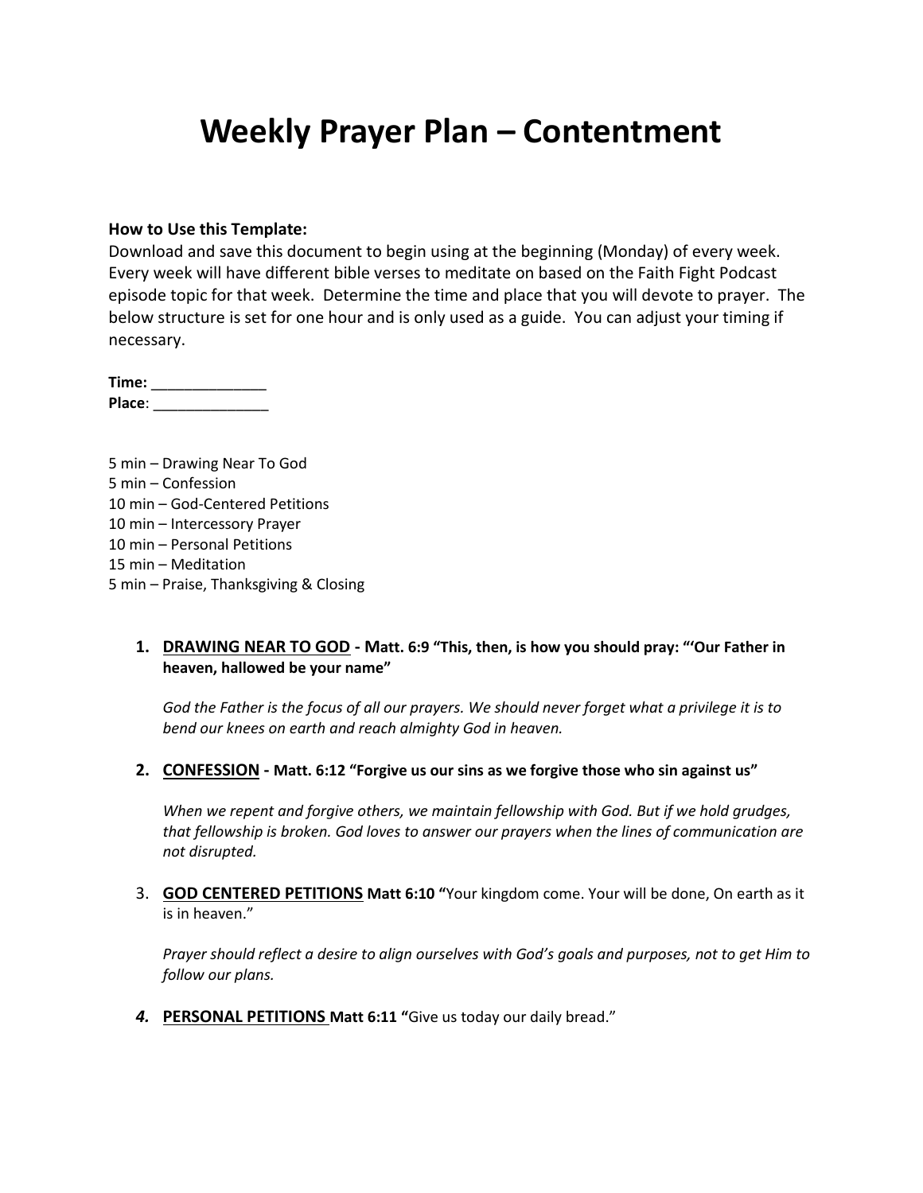# Weekly Prayer Plan – Contentment

**How to Use this Template:**
Download and save this document to begin using at the beginning (Monday) of every week. Every week will have different bible verses to meditate on based on the Faith Fight Podcast episode topic for that week. Determine the time and place that you will devote to prayer. The below structure is set for one hour and is only used as a guide. You can adjust your timing if necessary.

**Time:** ______________
**Place**: ______________

5 min – Drawing Near To God
5 min – Confession
10 min – God-Centered Petitions
10 min – Intercessory Prayer
10 min – Personal Petitions
15 min – Meditation
5 min – Praise, Thanksgiving & Closing

1. **DRAWING NEAR TO GOD - Matt. 6:9 "This, then, is how you should pray: "'Our Father in heaven, hallowed be your name"**

   *God the Father is the focus of all our prayers. We should never forget what a privilege it is to bend our knees on earth and reach almighty God in heaven.*

2. **CONFESSION - Matt. 6:12 "Forgive us our sins as we forgive those who sin against us"**

   *When we repent and forgive others, we maintain fellowship with God. But if we hold grudges, that fellowship is broken. God loves to answer our prayers when the lines of communication are not disrupted.*

3. **GOD CENTERED PETITIONS Matt 6:10 "**Your kingdom come. Your will be done, On earth as it is in heaven."

   *Prayer should reflect a desire to align ourselves with God's goals and purposes, not to get Him to follow our plans.*

4. **PERSONAL PETITIONS Matt 6:11 "**Give us today our daily bread."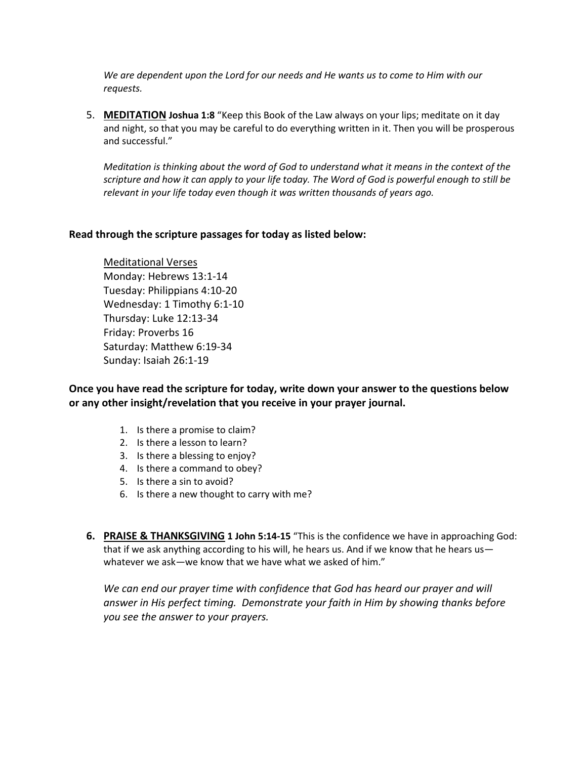*We are dependent upon the Lord for our needs and He wants us to come to Him with our requests.*

5. **MEDITATION** **Joshua 1:8** "Keep this Book of the Law always on your lips; meditate on it day and night, so that you may be careful to do everything written in it. Then you will be prosperous and successful."

   *Meditation is thinking about the word of God to understand what it means in the context of the scripture and how it can apply to your life today. The Word of God is powerful enough to still be relevant in your life today even though it was written thousands of years ago.*

**Read through the scripture passages for today as listed below:**

Meditational Verses
Monday: Hebrews 13:1-14
Tuesday: Philippians 4:10-20
Wednesday: 1 Timothy 6:1-10
Thursday: Luke 12:13-34
Friday: Proverbs 16
Saturday: Matthew 6:19-34
Sunday: Isaiah 26:1-19

**Once you have read the scripture for today, write down your answer to the questions below or any other insight/revelation that you receive in your prayer journal.**

1. Is there a promise to claim?
2. Is there a lesson to learn?
3. Is there a blessing to enjoy?
4. Is there a command to obey?
5. Is there a sin to avoid?
6. Is there a new thought to carry with me?

6. **PRAISE & THANKSGIVING** **1 John 5:14-15** "This is the confidence we have in approaching God: that if we ask anything according to his will, he hears us. And if we know that he hears us—whatever we ask—we know that we have what we asked of him."

   *We can end our prayer time with confidence that God has heard our prayer and will answer in His perfect timing. Demonstrate your faith in Him by showing thanks before you see the answer to your prayers.*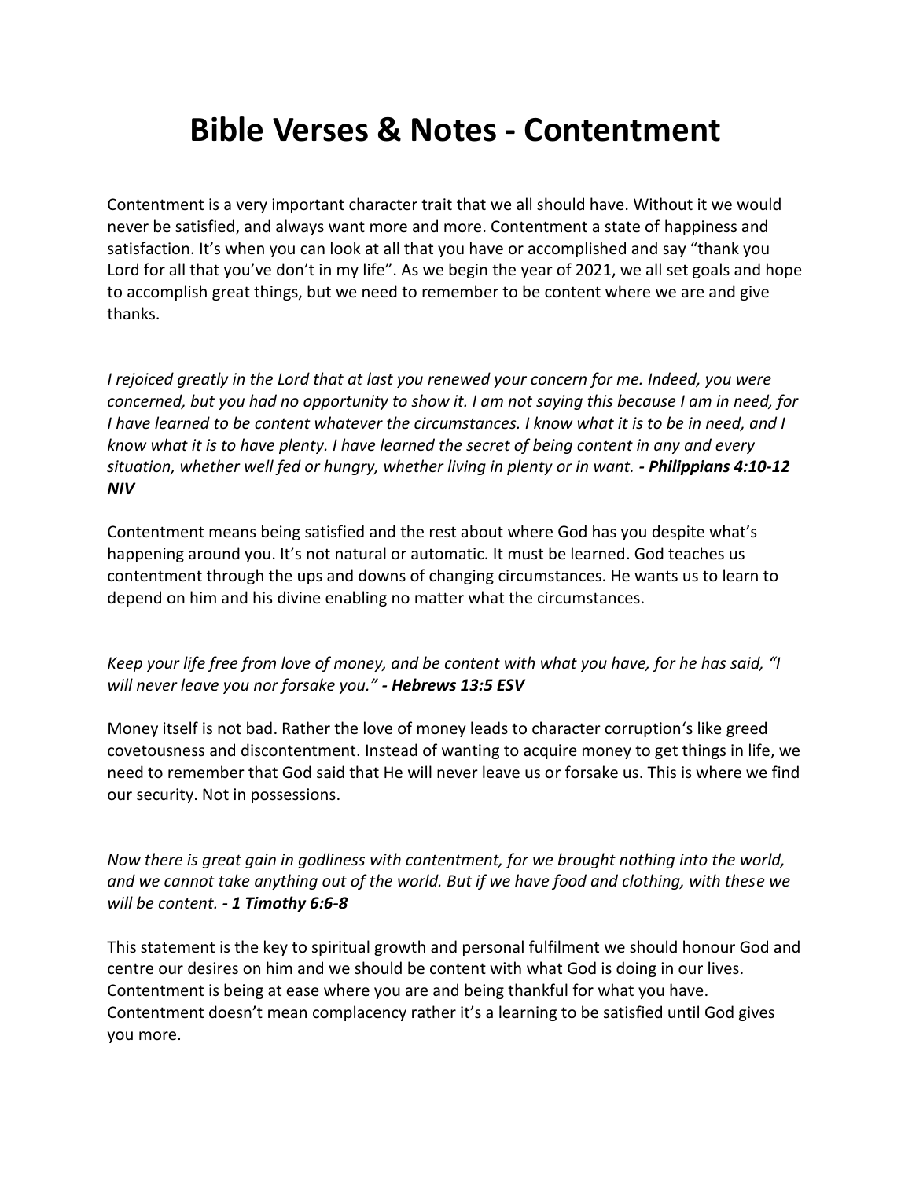# Bible Verses & Notes - Contentment

Contentment is a very important character trait that we all should have. Without it we would never be satisfied, and always want more and more. Contentment a state of happiness and satisfaction. It's when you can look at all that you have or accomplished and say "thank you Lord for all that you've don't in my life". As we begin the year of 2021, we all set goals and hope to accomplish great things, but we need to remember to be content where we are and give thanks.

*I rejoiced greatly in the Lord that at last you renewed your concern for me. Indeed, you were concerned, but you had no opportunity to show it. I am not saying this because I am in need, for I have learned to be content whatever the circumstances. I know what it is to be in need, and I know what it is to have plenty. I have learned the secret of being content in any and every situation, whether well fed or hungry, whether living in plenty or in want.* ***- Philippians 4:10-12 NIV***

Contentment means being satisfied and the rest about where God has you despite what's happening around you. It's not natural or automatic. It must be learned. God teaches us contentment through the ups and downs of changing circumstances. He wants us to learn to depend on him and his divine enabling no matter what the circumstances.

*Keep your life free from love of money, and be content with what you have, for he has said, "I will never leave you nor forsake you."* ***- Hebrews 13:5 ESV***

Money itself is not bad. Rather the love of money leads to character corruption's like greed covetousness and discontentment. Instead of wanting to acquire money to get things in life, we need to remember that God said that He will never leave us or forsake us. This is where we find our security. Not in possessions.

*Now there is great gain in godliness with contentment, for we brought nothing into the world, and we cannot take anything out of the world. But if we have food and clothing, with these we will be content.* ***- 1 Timothy 6:6-8***

This statement is the key to spiritual growth and personal fulfilment we should honour God and centre our desires on him and we should be content with what God is doing in our lives. Contentment is being at ease where you are and being thankful for what you have. Contentment doesn't mean complacency rather it's a learning to be satisfied until God gives you more.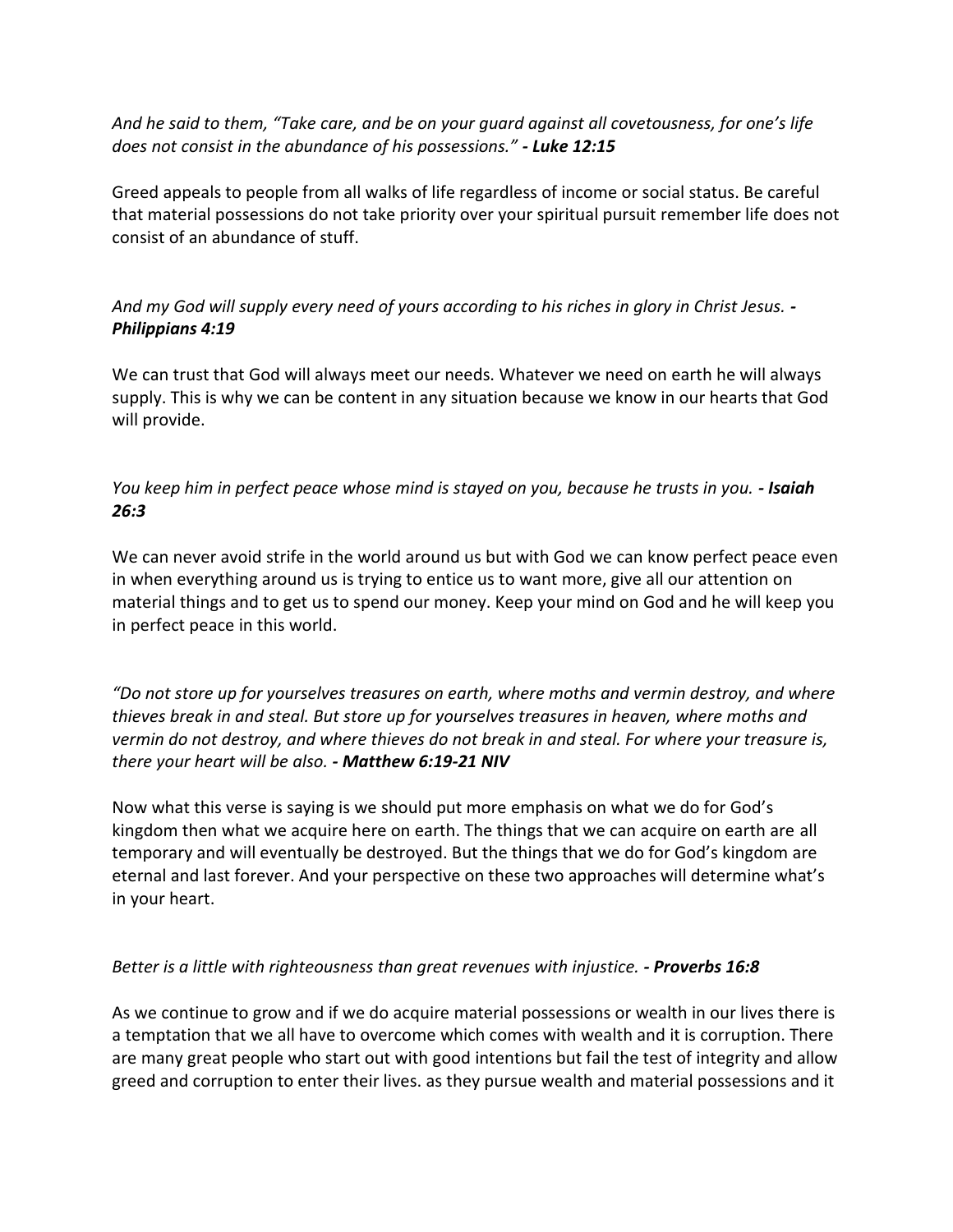*And he said to them, "Take care, and be on your guard against all covetousness, for one's life does not consist in the abundance of his possessions."* ***- Luke 12:15***

Greed appeals to people from all walks of life regardless of income or social status. Be careful that material possessions do not take priority over your spiritual pursuit remember life does not consist of an abundance of stuff.

*And my God will supply every need of yours according to his riches in glory in Christ Jesus.* ***- Philippians 4:19***

We can trust that God will always meet our needs. Whatever we need on earth he will always supply. This is why we can be content in any situation because we know in our hearts that God will provide.

*You keep him in perfect peace whose mind is stayed on you, because he trusts in you.* ***- Isaiah 26:3***

We can never avoid strife in the world around us but with God we can know perfect peace even in when everything around us is trying to entice us to want more, give all our attention on material things and to get us to spend our money. Keep your mind on God and he will keep you in perfect peace in this world.

*"Do not store up for yourselves treasures on earth, where moths and vermin destroy, and where thieves break in and steal. But store up for yourselves treasures in heaven, where moths and vermin do not destroy, and where thieves do not break in and steal. For where your treasure is, there your heart will be also.* ***- Matthew 6:19-21 NIV***

Now what this verse is saying is we should put more emphasis on what we do for God's kingdom then what we acquire here on earth. The things that we can acquire on earth are all temporary and will eventually be destroyed. But the things that we do for God's kingdom are eternal and last forever. And your perspective on these two approaches will determine what's in your heart.

*Better is a little with righteousness than great revenues with injustice.* ***- Proverbs 16:8***

As we continue to grow and if we do acquire material possessions or wealth in our lives there is a temptation that we all have to overcome which comes with wealth and it is corruption. There are many great people who start out with good intentions but fail the test of integrity and allow greed and corruption to enter their lives. as they pursue wealth and material possessions and it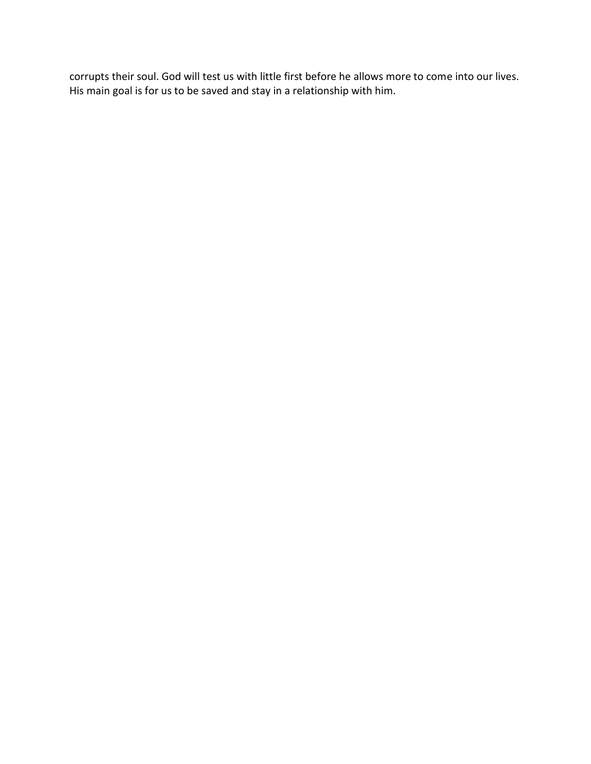corrupts their soul. God will test us with little first before he allows more to come into our lives. His main goal is for us to be saved and stay in a relationship with him.